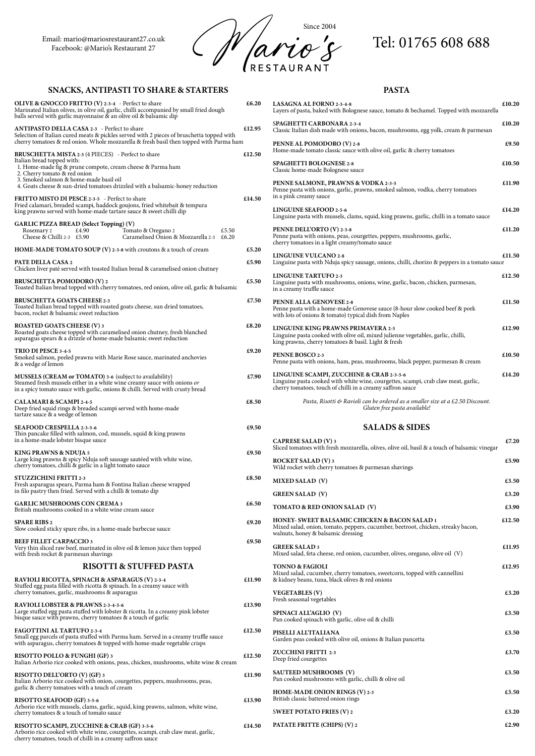Email: mario@mariosrestaurant27.co.uk
Facebook: @Mario's Restaurant 27

# Mario's RESTAURANT

Since 2004

Tel: 01765 608 688

## SNACKS, ANTIPASTI TO SHARE & STARTERS

**OLIVE & GNOCCO FRITTO (V) 2-3-4** - Perfect to share — **£6.20**
Marinated Italian olives, in olive oil, garlic, chilli accompanied by small fried dough balls served with garlic mayonnaise & an olive oil & balsamic dip

**ANTIPASTO DELLA CASA 2-3** - Perfect to share — **£12.95**
Selection of Italian cured meats & pickles served with 2 pieces of bruschetta topped with cherry tomatoes & red onion. Whole mozzarella & fresh basil then topped with Parma ham

**BRUSCHETTA MISTA 2-3** (4 PIECES) - Perfect to share — **£12.50**
Italian bread topped with:
1. Home-made fig & prune compote, cream cheese & Parma ham
2. Cherry tomato & red onion
3. Smoked salmon & home-made basil oil
4. Goats cheese & sun-dried tomatoes drizzled with a balsamic-honey reduction

**FRITTO MISTO DI PESCE 2-3-5** - Perfect to share — **£14.50**
Fried calamari, breaded scampi, haddock goujons, fried whitebait & tempura king prawns served with home-made tartare sauce & sweet chilli dip

**GARLIC PIZZA BREAD (Select Topping) (V)**

| | | | |
|---|---|---|---|
| Rosemary 2 | £4.90 | Tomato & Oregano 2 | £5.50 |
| Cheese & Chilli 2-3 | £5.90 | Caramelised Onion & Mozzarella 2-3 | £6.20 |

**HOME-MADE TOMATO SOUP (V) 2-3-8** with croutons & a touch of cream — **£5.20**

**PATE DELLA CASA 2** — **£5.90**
Chicken liver paté served with toasted Italian bread & caramelised onion chutney

**BRUSCHETTA POMODORO (V) 2** — **£5.50**
Toasted Italian bread topped with cherry tomatoes, red onion, olive oil, garlic & balsamic

**BRUSCHETTA GOATS CHEESE 2-3** — **£7.50**
Toasted Italian bread topped with roasted goats cheese, sun dried tomatoes, bacon, rocket & balsamic sweet reduction

**ROASTED GOATS CHEESE (V) 3** — **£8.20**
Roasted goats cheese topped with caramelised onion chutney, fresh blanched asparagus spears & a drizzle of home-made balsamic sweet reduction

**TRIO DI PESCE 3-4-5** — **£9.20**
Smoked salmon, peeled prawns with Marie Rose sauce, marinated anchovies & a wedge of lemon

**MUSSELS (CREAM or TOMATO) 3-6** (subject to availability) — **£7.90**
Steamed fresh mussels either in a white wine creamy sauce with onions *or* in a spicy tomato sauce with garlic, onions & chilli. Served with crusty bread

**CALAMARI & SCAMPI 2-4-5** — **£8.50**
Deep fried squid rings & breaded scampi served with home-made tartare sauce & a wedge of lemon

**SEAFOOD CRESPELLA 2-3-5-6** — **£9.50**
Thin pancake filled with salmon, cod, mussels, squid & king prawns in a home-made lobster bisque sauce

**KING PRAWNS & NDUJA 5** — **£9.50**
Large king prawns & spicy Nduja soft sausage sautéed with white wine, cherry tomatoes, chilli & garlic in a light tomato sauce

**STUZZICHINI FRITTI 2-3** — **£8.50**
Fresh asparagus spears, Parma ham & Fontina Italian cheese wrapped in filo pastry then fried. Served with a chilli & tomato dip

**GARLIC MUSHROOMS CON CREMA 3** — **£6.50**
British mushrooms cooked in a white wine cream sauce

**SPARE RIBS 2** — **£9.20**
Slow cooked sticky spare ribs, in a home-made barbecue sauce

**BEEF FILLET CARPACCIO 3** — **£9.50**
Very thin sliced raw beef, marinated in olive oil & lemon juice then topped with fresh rocket & parmesan shavings

## RISOTTI & STUFFED PASTA

**RAVIOLI RICOTTA, SPINACH & ASPARAGUS (V) 2-3-4** — **£11.90**
Stuffed egg pasta filled with ricotta & spinach. In a creamy sauce with cherry tomatoes, garlic, mushrooms & asparagus

**RAVIOLI LOBSTER & PRAWNS 2-3-4-5-6** — **£13.90**
Large stuffed egg pasta filled with lobster & ricotta. In a creamy pink lobster bisque sauce with prawns, cherry tomatoes & a touch of garlic

**FAGOTTINI AL TARTUFO 2-3-4** — **£12.50**
Small egg parcels of pasta stuffed with Parma ham. Served in a creamy truffle sauce with asparagus, cherry tomatoes & topped with home-made vegetable crisps

**RISOTTO POLLO & FUNGHI (GF) 3** — **£12.50**
Italian Arborio rice cooked with onions, peas, chicken, mushrooms, white wine & cream

**RISOTTO DELL'ORTO (V) (GF) 3** — **£11.90**
Italian Arborio rice cooked with onion, courgettes, peppers, mushrooms, peas, garlic & cherry tomatoes with a touch of cream

**RISOTTO SEAFOOD (GF) 3-5-6** — **£13.90**
Arborio rice with mussels, clams, garlic, squid, king prawns, salmon, white wine, cherry tomatoes & a touch of tomato sauce

**RISOTTO SCAMPI, ZUCCHINE & CRAB (GF) 3-5-6** — **£14.50**
Arborio rice cooked with white wine, courgettes, scampi, crab claw meat, garlic, cherry tomatoes, touch of chilli in a creamy saffron sauce

## PASTA

**LASAGNA AL FORNO 2-3-4-8** — **£10.20**
Layers of pasta, baked with Bolognese sauce, tomato & bechamel. Topped with mozzarella

**SPAGHETTI CARBONARA 2-3-4** — **£10.20**
Classic Italian dish made with onions, bacon, mushrooms, egg yolk, cream & parmesan

**PENNE AL POMODORO (V) 2-8** — **£9.50**
Home-made tomato classic sauce with olive oil, garlic & cherry tomatoes

**SPAGHETTI BOLOGNESE 2-8** — **£10.50**
Classic home-made Bolognese sauce

**PENNE SALMONE, PRAWNS & VODKA 2-3-5** — **£11.90**
Penne pasta with onions, garlic, prawns, smoked salmon, vodka, cherry tomatoes in a pink creamy sauce

**LINGUINE SEAFOOD 2-5-6** — **£14.20**
Linguine pasta with mussels, clams, squid, king prawns, garlic, chilli in a tomato sauce

**PENNE DELL'ORTO (V) 2-3-8** — **£11.20**
Penne pasta with onions, peas, courgettes, peppers, mushrooms, garlic, cherry tomatoes in a light creamy/tomato sauce

**LINGUINE VULCANO 2-8** — **£11.50**
Linguine pasta with Nduja spicy sausage, onions, chilli, chorizo & peppers in a tomato sauce

**LINGUINE TARTUFO 2-3** — **£12.50**
Linguine pasta with mushrooms, onions, wine, garlic, bacon, chicken, parmesan, in a creamy truffle sauce

**PENNE ALLA GENOVESE 2-8** — **£11.50**
Penne pasta with a home-made Genovese sauce (8-hour slow cooked beef & pork with lots of onions & tomato) typical dish from Naples

**LINGUINE KING PRAWNS PRIMAVERA 2-5** — **£12.90**
Linguine pasta cooked with olive oil, mixed julienne vegetables, garlic, chilli, king prawns, cherry tomatoes & basil. Light & fresh

**PENNE BOSCO 2-3** — **£10.50**
Penne pasta with onions, ham, peas, mushrooms, black pepper, parmesan & cream

**LINGUINE SCAMPI, ZUCCHINE & CRAB 2-3-5-6** — **£14.20**
Linguine pasta cooked with white wine, courgettes, scampi, crab claw meat, garlic, cherry tomatoes, touch of chilli in a creamy saffron sauce

*Pasta, Risotti & Ravioli can be ordered as a smaller size at a £2.50 Discount.*
*Gluten free pasta available!*

## SALADS & SIDES

**CAPRESE SALAD (V) 3** — **£7.20**
Sliced tomatoes with fresh mozzarella, olives, olive oil, basil & a touch of balsamic vinegar

**ROCKET SALAD (V) 3** — **£5.90**
Wild rocket with cherry tomatoes & parmesan shavings

**MIXED SALAD (V)** — **£3.50**

**GREEN SALAD (V)** — **£3.20**

**TOMATO & RED ONION SALAD (V)** — **£3.90**

**HONEY- SWEET BALSAMIC CHICKEN & BACON SALAD 1** — **£12.50**
Mixed salad, onion, tomato, peppers, cucumber, beetroot, chicken, streaky bacon, walnuts, honey & balsamic dressing

**GREEK SALAD 3** — **£11.95**
Mixed salad, feta cheese, red onion, cucumber, olives, oregano, olive oil (V)

**TONNO & FAGIOLI** — **£12.95**
Mixed salad, cucumber, cherry tomatoes, sweetcorn, topped with cannellini & kidney beans, tuna, black olives & red onions

**VEGETABLES (V)** — **£3.20**
Fresh seasonal vegetables

**SPINACI ALL'AGLIO (V)** — **£3.50**
Pan cooked spinach with garlic, olive oil & chilli

**PISELLI ALL'ITALIANA** — **£3.50**
Garden peas cooked with olive oil, onions & Italian pancetta

**ZUCCHINI FRITTI 2-3** — **£3.70**
Deep fried courgettes

**SAUTEED MUSHROOMS (V)** — **£3.50**
Pan cooked mushrooms with garlic, chilli & olive oil

**HOME-MADE ONION RINGS (V) 2-3** — **£3.50**
British classic battered onion rings

**SWEET POTATO FRIES (V) 2** — **£3.20**

**PATATE FRITTE (CHIPS) (V) 2** — **£2.90**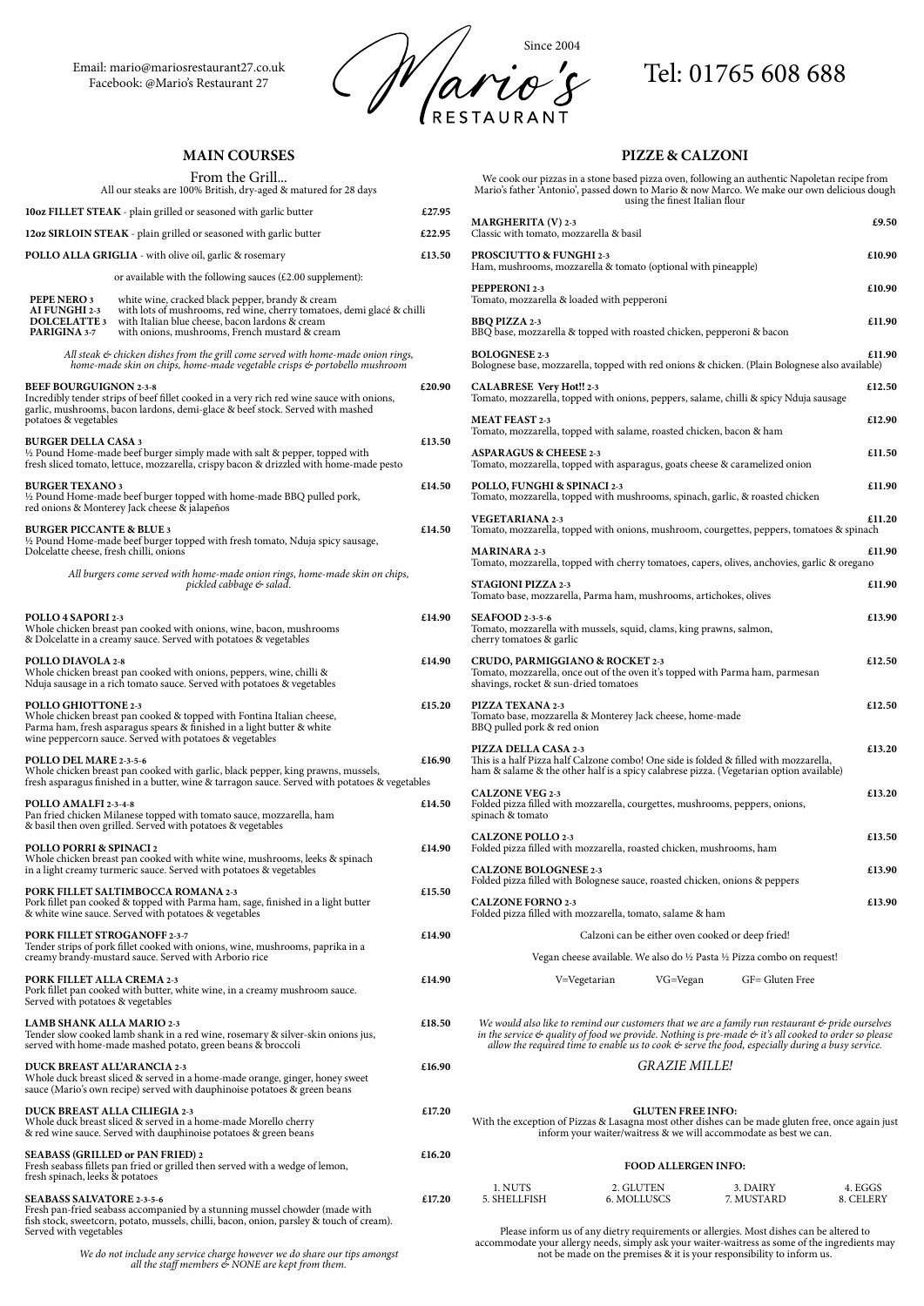Email: mario@mariosrestaurant27.co.uk
Facebook: @Mario's Restaurant 27

Since 2004

# Mario's RESTAURANT

Tel: 01765 608 688

## MAIN COURSES

### From the Grill...

All our steaks are 100% British, dry-aged & matured for 28 days

**10oz FILLET STEAK** - plain grilled or seasoned with garlic butter **£27.95**

**12oz SIRLOIN STEAK** - plain grilled or seasoned with garlic butter **£22.95**

**POLLO ALLA GRIGLIA** - with olive oil, garlic & rosemary **£13.50**

or available with the following sauces (£2.00 supplement):

**PEPE NERO 3** white wine, cracked black pepper, brandy & cream
**AI FUNGHI 2-3** with lots of mushrooms, red wine, cherry tomatoes, demi glacé & chilli
**DOLCELATTE 3** with Italian blue cheese, bacon lardons & cream
**PARIGINA 3-7** with onions, mushrooms, French mustard & cream

*All steak & chicken dishes from the grill come served with home-made onion rings, home-made skin on chips, home-made vegetable crisps & portobello mushroom*

**BEEF BOURGUIGNON 2-3-8** **£20.90**
Incredibly tender strips of beef fillet cooked in a very rich red wine sauce with onions, garlic, mushrooms, bacon lardons, demi-glace & beef stock. Served with mashed potatoes & vegetables

**BURGER DELLA CASA 3** **£13.50**
½ Pound Home-made beef burger simply made with salt & pepper, topped with fresh sliced tomato, lettuce, mozzarella, crispy bacon & drizzled with home-made pesto

**BURGER TEXANO 3** **£14.50**
½ Pound Home-made beef burger topped with home-made BBQ pulled pork, red onions & Monterey Jack cheese & jalapeños

**BURGER PICCANTE & BLUE 3** **£14.50**
½ Pound Home-made beef burger topped with fresh tomato, Nduja spicy sausage, Dolcelatte cheese, fresh chilli, onions

*All burgers come served with home-made onion rings, home-made skin on chips, pickled cabbage & salad.*

**POLLO 4 SAPORI 2-3** **£14.90**
Whole chicken breast pan cooked with onions, wine, bacon, mushrooms & Dolcelatte in a creamy sauce. Served with potatoes & vegetables

**POLLO DIAVOLA 2-8** **£14.90**
Whole chicken breast pan cooked with onions, peppers, wine, chilli & Nduja sausage in a rich tomato sauce. Served with potatoes & vegetables

**POLLO GHIOTTONE 2-3** **£15.20**
Whole chicken breast pan cooked & topped with Fontina Italian cheese, Parma ham, fresh asparagus spears & finished in a light butter & white wine peppercorn sauce. Served with potatoes & vegetables

**POLLO DEL MARE 2-3-5-6** **£16.90**
Whole chicken breast pan cooked with garlic, black pepper, king prawns, mussels, fresh asparagus finished in a butter, wine & tarragon sauce. Served with potatoes & vegetables

**POLLO AMALFI 2-3-4-8** **£14.50**
Pan fried chicken Milanese topped with tomato sauce, mozzarella, ham & basil then oven grilled. Served with potatoes & vegetables

**POLLO PORRI & SPINACI 2** **£14.90**
Whole chicken breast pan cooked with white wine, mushrooms, leeks & spinach in a light creamy turmeric sauce. Served with potatoes & vegetables

**PORK FILLET SALTIMBOCCA ROMANA 2-3** **£15.50**
Pork fillet pan cooked & topped with Parma ham, sage, finished in a light butter & white wine sauce. Served with potatoes & vegetables

**PORK FILLET STROGANOFF 2-3-7** **£14.90**
Tender strips of pork fillet cooked with onions, wine, mushrooms, paprika in a creamy brandy-mustard sauce. Served with Arborio rice

**PORK FILLET ALLA CREMA 2-3** **£14.90**
Pork fillet pan cooked with butter, white wine, in a creamy mushroom sauce. Served with potatoes & vegetables

**LAMB SHANK ALLA MARIO 2-3** **£18.50**
Tender slow cooked lamb shank in a red wine, rosemary & silver-skin onions jus, served with home-made mashed potato, green beans & broccoli

**DUCK BREAST ALL'ARANCIA 2-3** **£16.90**
Whole duck breast sliced & served in a home-made orange, ginger, honey sweet sauce (Mario's own recipe) served with dauphinoise potatoes & green beans

**DUCK BREAST ALLA CILIEGIA 2-3** **£17.20**
Whole duck breast sliced & served in a home-made Morello cherry & red wine sauce. Served with dauphinoise potatoes & green beans

**SEABASS (GRILLED or PAN FRIED) 2** **£16.20**
Fresh seabass fillets pan fried or grilled then served with a wedge of lemon, fresh spinach, leeks & potatoes

**SEABASS SALVATORE 2-3-5-6** **£17.20**
Fresh pan-fried seabass accompanied by a stunning mussel chowder (made with fish stock, sweetcorn, potato, mussels, chilli, bacon, onion, parsley & touch of cream). Served with vegetables

*We do not include any service charge however we do share our tips amongst all the staff members & NONE are kept from them.*

## PIZZE & CALZONI

We cook our pizzas in a stone based pizza oven, following an authentic Napoletan recipe from Mario's father 'Antonio', passed down to Mario & now Marco. We make our own delicious dough using the finest Italian flour

**MARGHERITA (V) 2-3** **£9.50**
Classic with tomato, mozzarella & basil

**PROSCIUTTO & FUNGHI 2-3** **£10.90**
Ham, mushrooms, mozzarella & tomato (optional with pineapple)

**PEPPERONI 2-3** **£10.90**
Tomato, mozzarella & loaded with pepperoni

**BBQ PIZZA 2-3** **£11.90**
BBQ base, mozzarella & topped with roasted chicken, pepperoni & bacon

**BOLOGNESE 2-3** **£11.90**
Bolognese base, mozzarella, topped with red onions & chicken. (Plain Bolognese also available)

**CALABRESE Very Hot!! 2-3** **£12.50**
Tomato, mozzarella, topped with onions, peppers, salame, chilli & spicy Nduja sausage

**MEAT FEAST 2-3** **£12.90**
Tomato, mozzarella, topped with salame, roasted chicken, bacon & ham

**ASPARAGUS & CHEESE 2-3** **£11.50**
Tomato, mozzarella, topped with asparagus, goats cheese & caramelized onion

**POLLO, FUNGHI & SPINACI 2-3** **£11.90**
Tomato, mozzarella, topped with mushrooms, spinach, garlic, & roasted chicken

**VEGETARIANA 2-3** **£11.20**
Tomato, mozzarella, topped with onions, mushroom, courgettes, peppers, tomatoes & spinach

**MARINARA 2-3** **£11.90**
Tomato, mozzarella, topped with cherry tomatoes, capers, olives, anchovies, garlic & oregano

**STAGIONI PIZZA 2-3** **£11.90**
Tomato base, mozzarella, Parma ham, mushrooms, artichokes, olives

**SEAFOOD 2-3-5-6** **£13.90**
Tomato, mozzarella with mussels, squid, clams, king prawns, salmon, cherry tomatoes & garlic

**CRUDO, PARMIGGIANO & ROCKET 2-3** **£12.50**
Tomato, mozzarella, once out of the oven it's topped with Parma ham, parmesan shavings, rocket & sun-dried tomatoes

**PIZZA TEXANA 2-3** **£12.50**
Tomato base, mozzarella & Monterey Jack cheese, home-made BBQ pulled pork & red onion

**PIZZA DELLA CASA 2-3** **£13.20**
This is a half Pizza half Calzone combo! One side is folded & filled with mozzarella, ham & salame & the other half is a spicy calabrese pizza. (Vegetarian option available)

**CALZONE VEG 2-3** **£13.20**
Folded pizza filled with mozzarella, courgettes, mushrooms, peppers, onions, spinach & tomato

**CALZONE POLLO 2-3** **£13.50**
Folded pizza filled with mozzarella, roasted chicken, mushrooms, ham

**CALZONE BOLOGNESE 2-3** **£13.90**
Folded pizza filled with Bolognese sauce, roasted chicken, onions & peppers

**CALZONE FORNO 2-3** **£13.90**
Folded pizza filled with mozzarella, tomato, salame & ham

Calzoni can be either oven cooked or deep fried!

Vegan cheese available. We also do ½ Pasta ½ Pizza combo on request!

V=Vegetarian VG=Vegan GF= Gluten Free

*We would also like to remind our customers that we are a family run restaurant & pride ourselves in the service & quality of food we provide. Nothing is pre-made & it's all cooked to order so please allow the required time to enable us to cook & serve the food, especially during a busy service.*

*GRAZIE MILLE!*

**GLUTEN FREE INFO:**
With the exception of Pizzas & Lasagna most other dishes can be made gluten free, once again just inform your waiter/waitress & we will accommodate as best we can.

**FOOD ALLERGEN INFO:**

| | | | |
|---|---|---|---|
| 1. NUTS | 2. GLUTEN | 3. DAIRY | 4. EGGS |
| 5. SHELLFISH | 6. MOLLUSCS | 7. MUSTARD | 8. CELERY |

Please inform us of any dietry requirements or allergies. Most dishes can be altered to accommodate your allergy needs, simply ask your waiter-waitress as some of the ingredients may not be made on the premises & it is your responsibility to inform us.